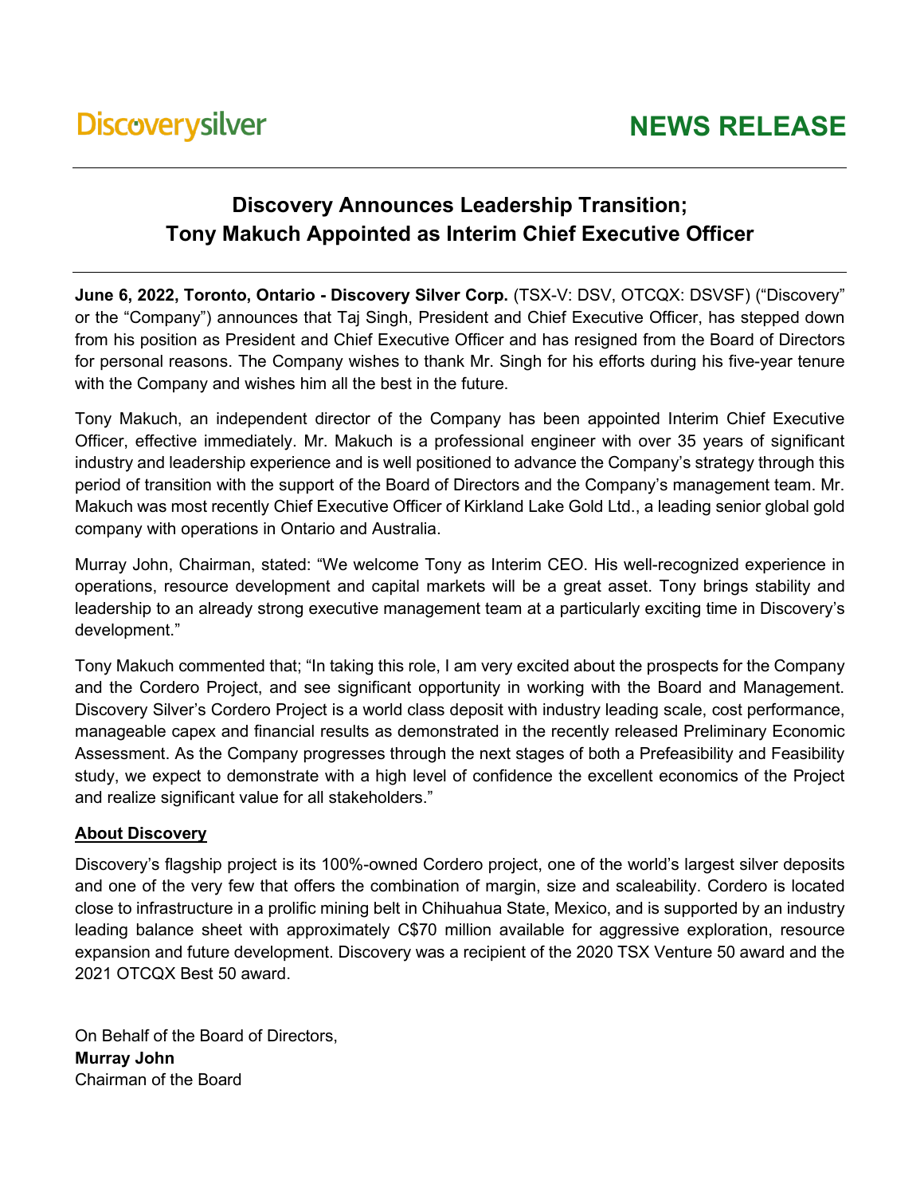Discoverysilver

NEWS RELEASE

# Discovery Announces Leadership Transition; Tony Makuch Appointed as Interim Chief Executive Officer

**June 6, 2022, Toronto, Ontario - Discovery Silver Corp.** (TSX-V: DSV, OTCQX: DSVSF) ("Discovery" or the "Company") announces that Taj Singh, President and Chief Executive Officer, has stepped down from his position as President and Chief Executive Officer and has resigned from the Board of Directors for personal reasons. The Company wishes to thank Mr. Singh for his efforts during his five-year tenure with the Company and wishes him all the best in the future.

Tony Makuch, an independent director of the Company has been appointed Interim Chief Executive Officer, effective immediately. Mr. Makuch is a professional engineer with over 35 years of significant industry and leadership experience and is well positioned to advance the Company's strategy through this period of transition with the support of the Board of Directors and the Company's management team. Mr. Makuch was most recently Chief Executive Officer of Kirkland Lake Gold Ltd., a leading senior global gold company with operations in Ontario and Australia.

Murray John, Chairman, stated: "We welcome Tony as Interim CEO. His well-recognized experience in operations, resource development and capital markets will be a great asset. Tony brings stability and leadership to an already strong executive management team at a particularly exciting time in Discovery's development."

Tony Makuch commented that; "In taking this role, I am very excited about the prospects for the Company and the Cordero Project, and see significant opportunity in working with the Board and Management. Discovery Silver's Cordero Project is a world class deposit with industry leading scale, cost performance, manageable capex and financial results as demonstrated in the recently released Preliminary Economic Assessment. As the Company progresses through the next stages of both a Prefeasibility and Feasibility study, we expect to demonstrate with a high level of confidence the excellent economics of the Project and realize significant value for all stakeholders."

**About Discovery**

Discovery's flagship project is its 100%-owned Cordero project, one of the world's largest silver deposits and one of the very few that offers the combination of margin, size and scaleability. Cordero is located close to infrastructure in a prolific mining belt in Chihuahua State, Mexico, and is supported by an industry leading balance sheet with approximately C$70 million available for aggressive exploration, resource expansion and future development. Discovery was a recipient of the 2020 TSX Venture 50 award and the 2021 OTCQX Best 50 award.

On Behalf of the Board of Directors,
**Murray John**
Chairman of the Board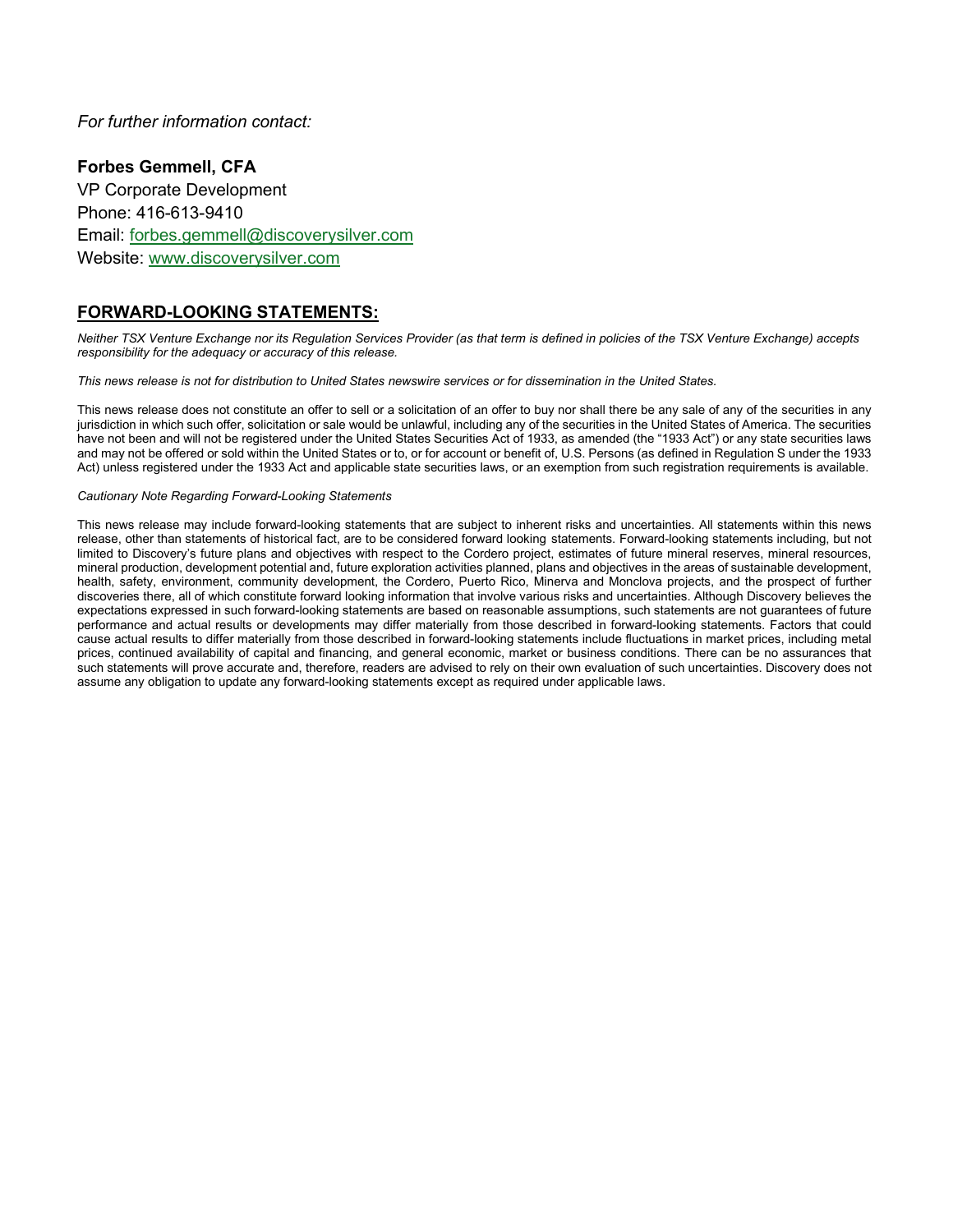*For further information contact:*

**Forbes Gemmell, CFA**
VP Corporate Development
Phone: 416-613-9410
Email: forbes.gemmell@discoverysilver.com
Website: www.discoverysilver.com

## FORWARD-LOOKING STATEMENTS:

*Neither TSX Venture Exchange nor its Regulation Services Provider (as that term is defined in policies of the TSX Venture Exchange) accepts responsibility for the adequacy or accuracy of this release.*

*This news release is not for distribution to United States newswire services or for dissemination in the United States.*

This news release does not constitute an offer to sell or a solicitation of an offer to buy nor shall there be any sale of any of the securities in any jurisdiction in which such offer, solicitation or sale would be unlawful, including any of the securities in the United States of America. The securities have not been and will not be registered under the United States Securities Act of 1933, as amended (the "1933 Act") or any state securities laws and may not be offered or sold within the United States or to, or for account or benefit of, U.S. Persons (as defined in Regulation S under the 1933 Act) unless registered under the 1933 Act and applicable state securities laws, or an exemption from such registration requirements is available.

*Cautionary Note Regarding Forward-Looking Statements*

This news release may include forward-looking statements that are subject to inherent risks and uncertainties. All statements within this news release, other than statements of historical fact, are to be considered forward looking statements. Forward-looking statements including, but not limited to Discovery's future plans and objectives with respect to the Cordero project, estimates of future mineral reserves, mineral resources, mineral production, development potential and, future exploration activities planned, plans and objectives in the areas of sustainable development, health, safety, environment, community development, the Cordero, Puerto Rico, Minerva and Monclova projects, and the prospect of further discoveries there, all of which constitute forward looking information that involve various risks and uncertainties. Although Discovery believes the expectations expressed in such forward-looking statements are based on reasonable assumptions, such statements are not guarantees of future performance and actual results or developments may differ materially from those described in forward-looking statements. Factors that could cause actual results to differ materially from those described in forward-looking statements include fluctuations in market prices, including metal prices, continued availability of capital and financing, and general economic, market or business conditions. There can be no assurances that such statements will prove accurate and, therefore, readers are advised to rely on their own evaluation of such uncertainties. Discovery does not assume any obligation to update any forward-looking statements except as required under applicable laws.